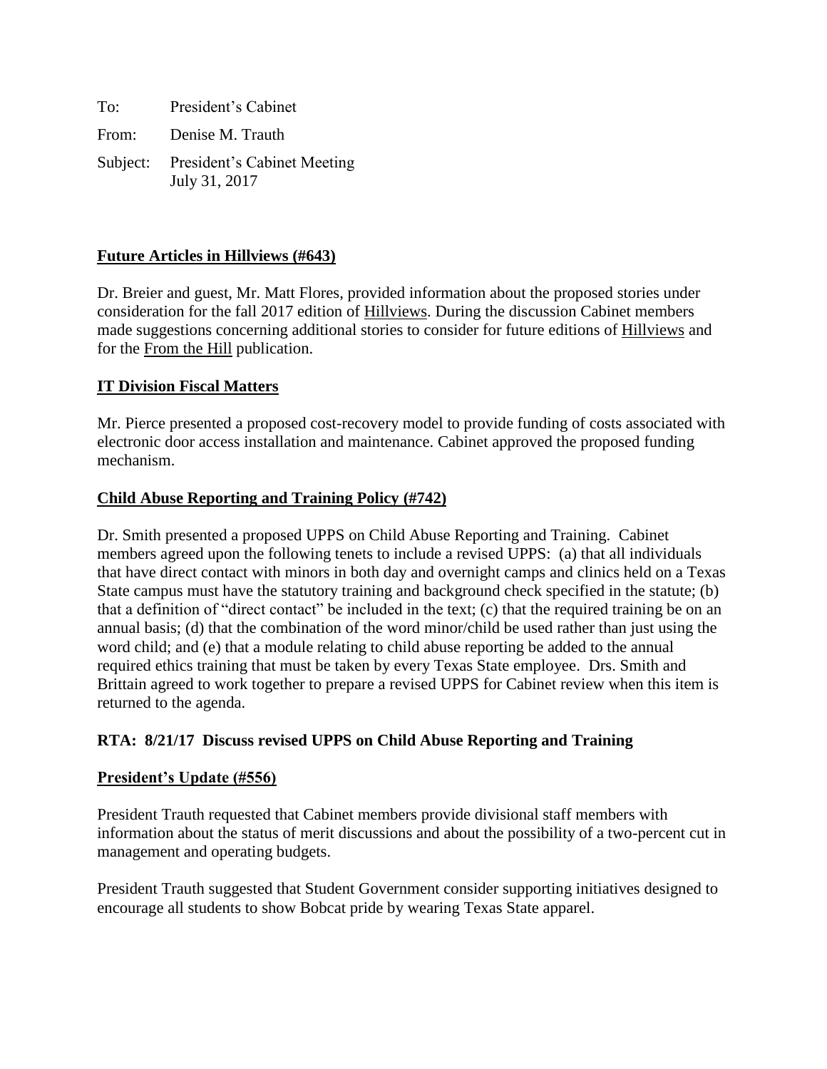To: President's Cabinet

From: Denise M. Trauth

Subject: President's Cabinet Meeting
July 31, 2017

**Future Articles in Hillviews (#643)**

Dr. Breier and guest, Mr. Matt Flores, provided information about the proposed stories under consideration for the fall 2017 edition of Hillviews. During the discussion Cabinet members made suggestions concerning additional stories to consider for future editions of Hillviews and for the From the Hill publication.

**IT Division Fiscal Matters**

Mr. Pierce presented a proposed cost-recovery model to provide funding of costs associated with electronic door access installation and maintenance. Cabinet approved the proposed funding mechanism.

**Child Abuse Reporting and Training Policy (#742)**

Dr. Smith presented a proposed UPPS on Child Abuse Reporting and Training. Cabinet members agreed upon the following tenets to include a revised UPPS: (a) that all individuals that have direct contact with minors in both day and overnight camps and clinics held on a Texas State campus must have the statutory training and background check specified in the statute; (b) that a definition of "direct contact" be included in the text; (c) that the required training be on an annual basis; (d) that the combination of the word minor/child be used rather than just using the word child; and (e) that a module relating to child abuse reporting be added to the annual required ethics training that must be taken by every Texas State employee. Drs. Smith and Brittain agreed to work together to prepare a revised UPPS for Cabinet review when this item is returned to the agenda.

**RTA: 8/21/17 Discuss revised UPPS on Child Abuse Reporting and Training**

**President's Update (#556)**

President Trauth requested that Cabinet members provide divisional staff members with information about the status of merit discussions and about the possibility of a two-percent cut in management and operating budgets.

President Trauth suggested that Student Government consider supporting initiatives designed to encourage all students to show Bobcat pride by wearing Texas State apparel.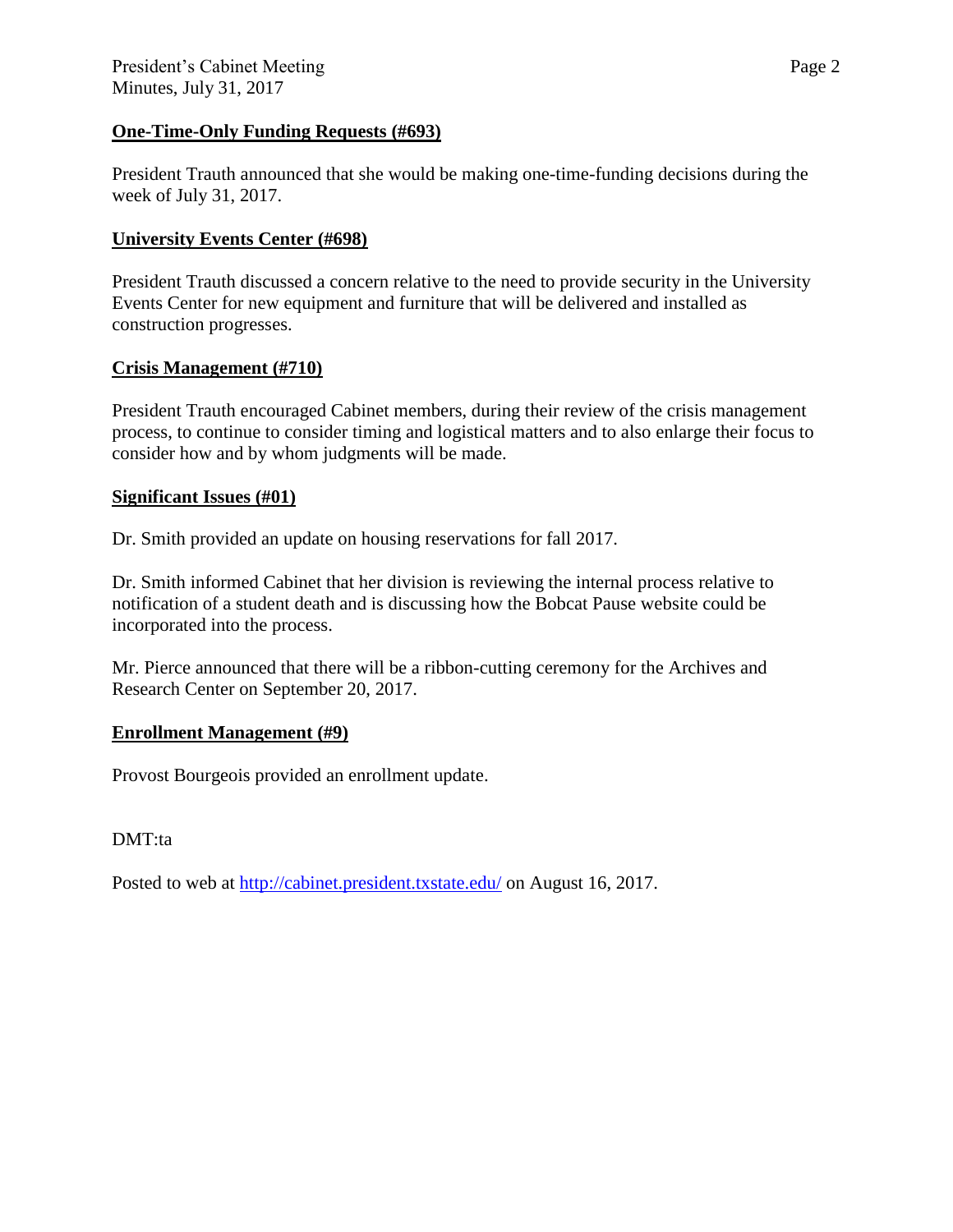## One-Time-Only Funding Requests (#693)

President Trauth announced that she would be making one-time-funding decisions during the week of July 31, 2017.

## University Events Center (#698)

President Trauth discussed a concern relative to the need to provide security in the University Events Center for new equipment and furniture that will be delivered and installed as construction progresses.

## Crisis Management (#710)

President Trauth encouraged Cabinet members, during their review of the crisis management process, to continue to consider timing and logistical matters and to also enlarge their focus to consider how and by whom judgments will be made.

## Significant Issues (#01)

Dr. Smith provided an update on housing reservations for fall 2017.

Dr. Smith informed Cabinet that her division is reviewing the internal process relative to notification of a student death and is discussing how the Bobcat Pause website could be incorporated into the process.

Mr. Pierce announced that there will be a ribbon-cutting ceremony for the Archives and Research Center on September 20, 2017.

## Enrollment Management (#9)

Provost Bourgeois provided an enrollment update.

DMT:ta

Posted to web at http://cabinet.president.txstate.edu/ on August 16, 2017.